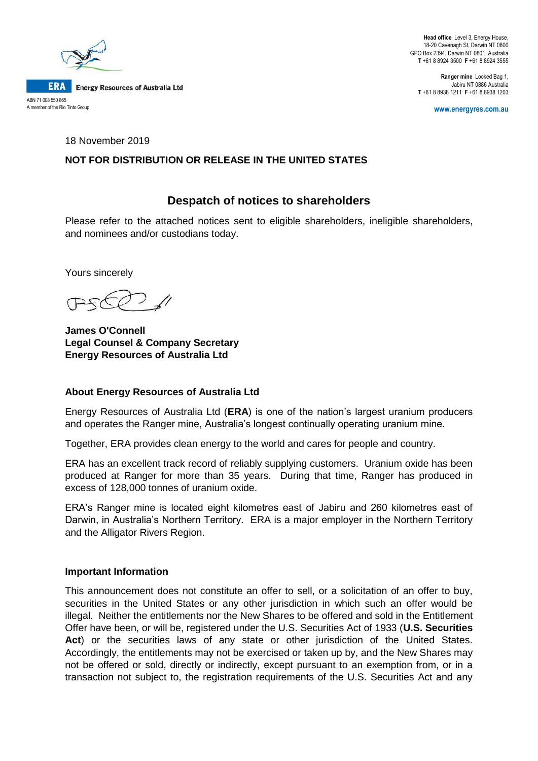ERA Energy Resources of Australia Ltd

ABN 71 008 550 865
A member of the Rio Tinto Group

**Head office** Level 3, Energy House, 18-20 Cavenagh St, Darwin NT 0800
GPO Box 2394, Darwin NT 0801, Australia
**T** +61 8 8924 3500 **F** +61 8 8924 3555

**Ranger mine** Locked Bag 1, Jabiru NT 0886 Australia
**T** +61 8 8938 1211 **F** +61 8 8938 1203

www.energyres.com.au

18 November 2019

**NOT FOR DISTRIBUTION OR RELEASE IN THE UNITED STATES**

## Despatch of notices to shareholders

Please refer to the attached notices sent to eligible shareholders, ineligible shareholders, and nominees and/or custodians today.

Yours sincerely

**James O'Connell**
**Legal Counsel & Company Secretary**
**Energy Resources of Australia Ltd**

### About Energy Resources of Australia Ltd

Energy Resources of Australia Ltd (**ERA**) is one of the nation's largest uranium producers and operates the Ranger mine, Australia's longest continually operating uranium mine.

Together, ERA provides clean energy to the world and cares for people and country.

ERA has an excellent track record of reliably supplying customers. Uranium oxide has been produced at Ranger for more than 35 years. During that time, Ranger has produced in excess of 128,000 tonnes of uranium oxide.

ERA's Ranger mine is located eight kilometres east of Jabiru and 260 kilometres east of Darwin, in Australia's Northern Territory. ERA is a major employer in the Northern Territory and the Alligator Rivers Region.

### Important Information

This announcement does not constitute an offer to sell, or a solicitation of an offer to buy, securities in the United States or any other jurisdiction in which such an offer would be illegal. Neither the entitlements nor the New Shares to be offered and sold in the Entitlement Offer have been, or will be, registered under the U.S. Securities Act of 1933 (**U.S. Securities Act**) or the securities laws of any state or other jurisdiction of the United States. Accordingly, the entitlements may not be exercised or taken up by, and the New Shares may not be offered or sold, directly or indirectly, except pursuant to an exemption from, or in a transaction not subject to, the registration requirements of the U.S. Securities Act and any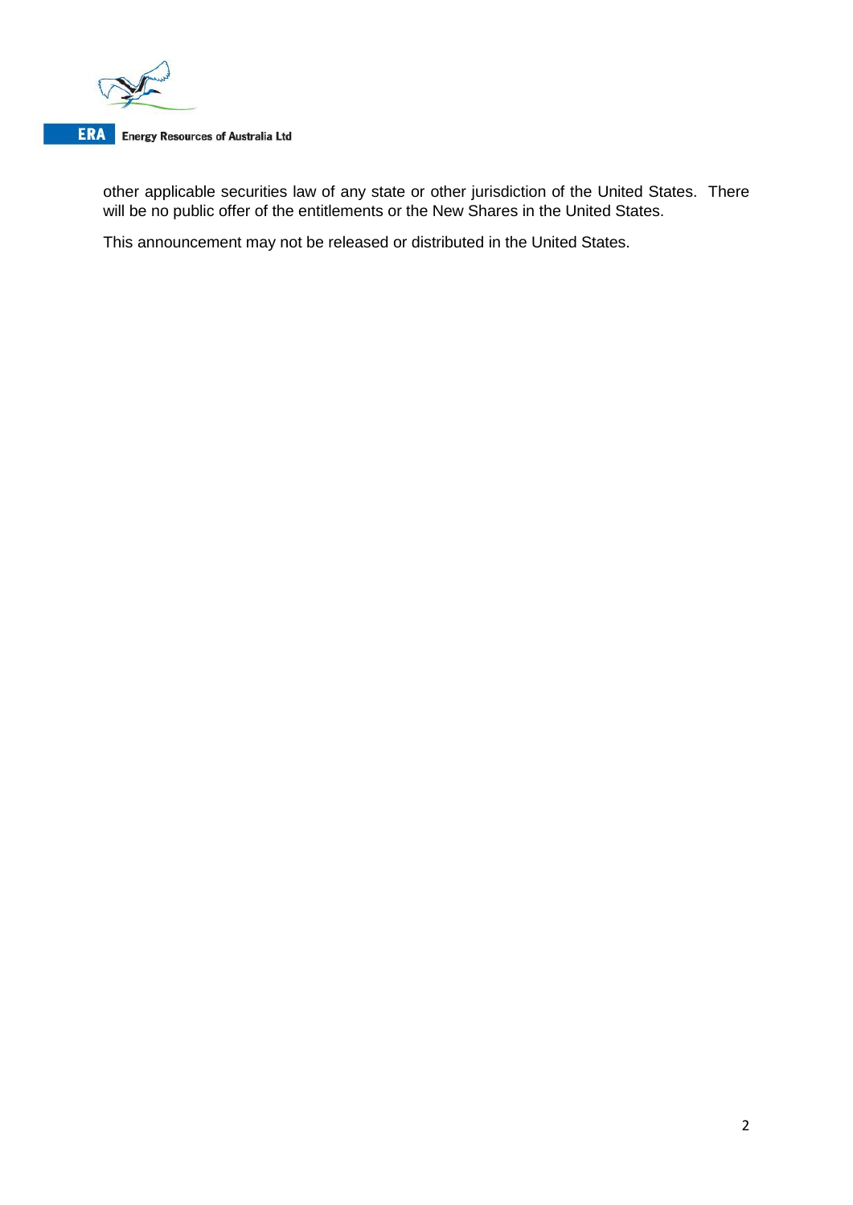other applicable securities law of any state or other jurisdiction of the United States. There will be no public offer of the entitlements or the New Shares in the United States.

This announcement may not be released or distributed in the United States.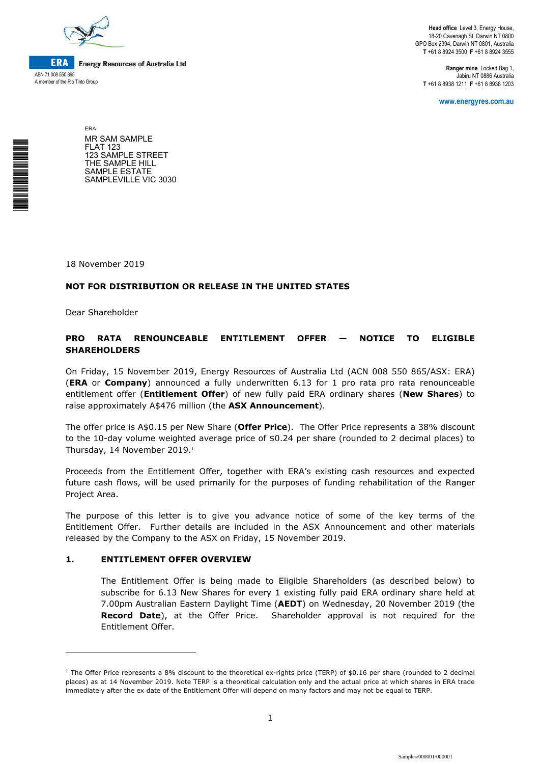**ERA** Energy Resources of Australia Ltd
ABN 71 008 550 865
A member of the Rio Tinto Group

**Head office** Level 3, Energy House,
18-20 Cavenagh St, Darwin NT 0800
GPO Box 2394, Darwin NT 0801, Australia
**T** +61 8 8924 3500 **F** +61 8 8924 3555

**Ranger mine** Locked Bag 1,
Jabiru NT 0886 Australia
**T** +61 8 8938 1211 **F** +61 8 8938 1203

**www.energyres.com.au**

ERA
MR SAM SAMPLE
FLAT 123
123 SAMPLE STREET
THE SAMPLE HILL
SAMPLE ESTATE
SAMPLEVILLE VIC 3030

18 November 2019

**NOT FOR DISTRIBUTION OR RELEASE IN THE UNITED STATES**

Dear Shareholder

**PRO RATA RENOUNCEABLE ENTITLEMENT OFFER — NOTICE TO ELIGIBLE SHAREHOLDERS**

On Friday, 15 November 2019, Energy Resources of Australia Ltd (ACN 008 550 865/ASX: ERA) (**ERA** or **Company**) announced a fully underwritten 6.13 for 1 pro rata pro rata renounceable entitlement offer (**Entitlement Offer**) of new fully paid ERA ordinary shares (**New Shares**) to raise approximately A$476 million (the **ASX Announcement**).

The offer price is A$0.15 per New Share (**Offer Price**). The Offer Price represents a 38% discount to the 10-day volume weighted average price of $0.24 per share (rounded to 2 decimal places) to Thursday, 14 November 2019.[1]

Proceeds from the Entitlement Offer, together with ERA's existing cash resources and expected future cash flows, will be used primarily for the purposes of funding rehabilitation of the Ranger Project Area.

The purpose of this letter is to give you advance notice of some of the key terms of the Entitlement Offer. Further details are included in the ASX Announcement and other materials released by the Company to the ASX on Friday, 15 November 2019.

## 1. ENTITLEMENT OFFER OVERVIEW

The Entitlement Offer is being made to Eligible Shareholders (as described below) to subscribe for 6.13 New Shares for every 1 existing fully paid ERA ordinary share held at 7.00pm Australian Eastern Daylight Time (**AEDT**) on Wednesday, 20 November 2019 (the **Record Date**), at the Offer Price. Shareholder approval is not required for the Entitlement Offer.

[1] The Offer Price represents a 8% discount to the theoretical ex-rights price (TERP) of $0.16 per share (rounded to 2 decimal places) as at 14 November 2019. Note TERP is a theoretical calculation only and the actual price at which shares in ERA trade immediately after the ex date of the Entitlement Offer will depend on many factors and may not be equal to TERP.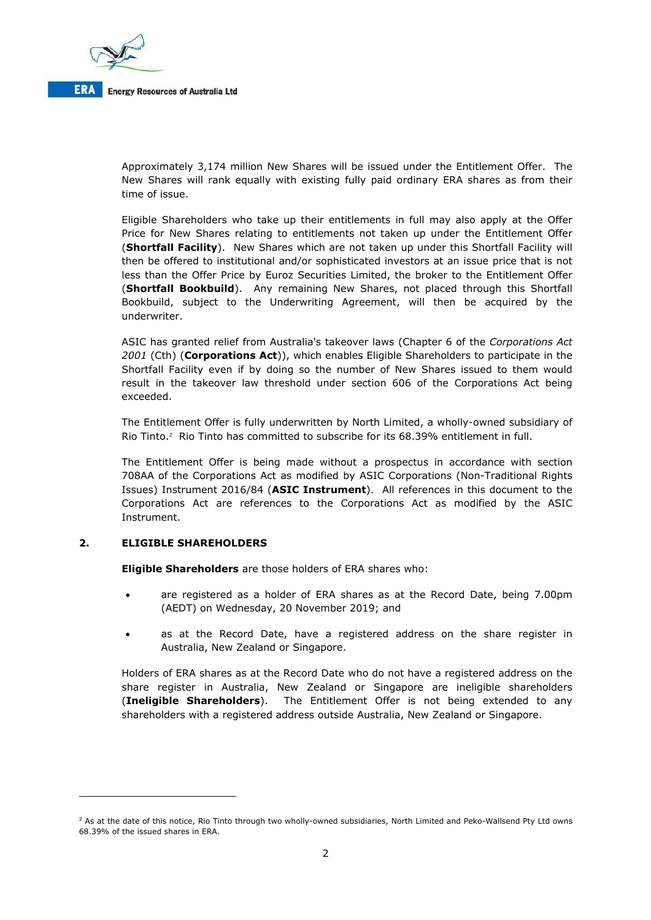Approximately 3,174 million New Shares will be issued under the Entitlement Offer. The New Shares will rank equally with existing fully paid ordinary ERA shares as from their time of issue.

Eligible Shareholders who take up their entitlements in full may also apply at the Offer Price for New Shares relating to entitlements not taken up under the Entitlement Offer (**Shortfall Facility**). New Shares which are not taken up under this Shortfall Facility will then be offered to institutional and/or sophisticated investors at an issue price that is not less than the Offer Price by Euroz Securities Limited, the broker to the Entitlement Offer (**Shortfall Bookbuild**). Any remaining New Shares, not placed through this Shortfall Bookbuild, subject to the Underwriting Agreement, will then be acquired by the underwriter.

ASIC has granted relief from Australia's takeover laws (Chapter 6 of the *Corporations Act 2001* (Cth) (**Corporations Act**)), which enables Eligible Shareholders to participate in the Shortfall Facility even if by doing so the number of New Shares issued to them would result in the takeover law threshold under section 606 of the Corporations Act being exceeded.

The Entitlement Offer is fully underwritten by North Limited, a wholly-owned subsidiary of Rio Tinto.[2] Rio Tinto has committed to subscribe for its 68.39% entitlement in full.

The Entitlement Offer is being made without a prospectus in accordance with section 708AA of the Corporations Act as modified by ASIC Corporations (Non-Traditional Rights Issues) Instrument 2016/84 (**ASIC Instrument**). All references in this document to the Corporations Act are references to the Corporations Act as modified by the ASIC Instrument.

## 2. ELIGIBLE SHAREHOLDERS

**Eligible Shareholders** are those holders of ERA shares who:

- are registered as a holder of ERA shares as at the Record Date, being 7.00pm (AEDT) on Wednesday, 20 November 2019; and
- as at the Record Date, have a registered address on the share register in Australia, New Zealand or Singapore.

Holders of ERA shares as at the Record Date who do not have a registered address on the share register in Australia, New Zealand or Singapore are ineligible shareholders (**Ineligible Shareholders**). The Entitlement Offer is not being extended to any shareholders with a registered address outside Australia, New Zealand or Singapore.

---

[2] As at the date of this notice, Rio Tinto through two wholly-owned subsidiaries, North Limited and Peko-Wallsend Pty Ltd owns 68.39% of the issued shares in ERA.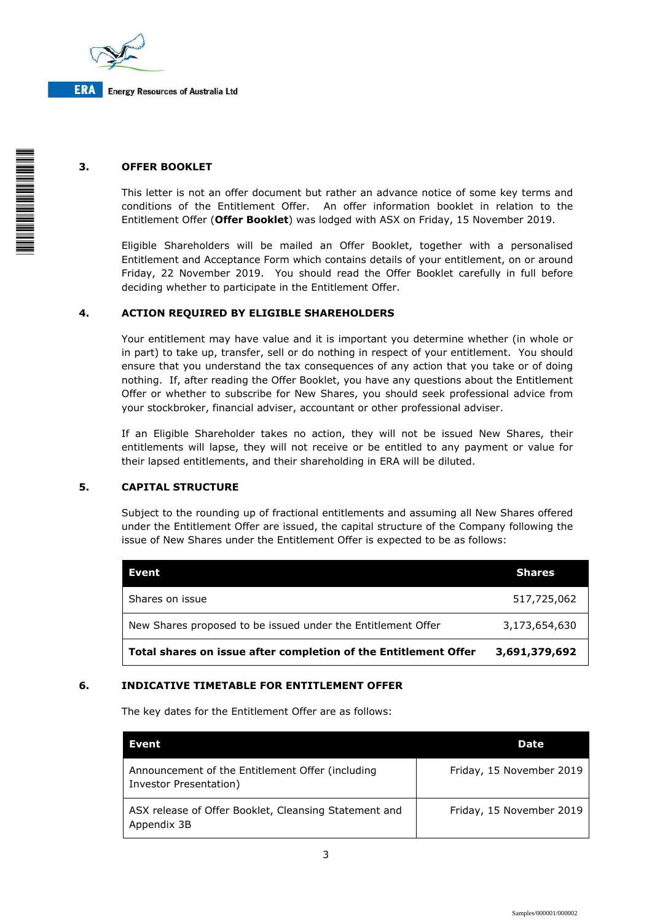## 3. OFFER BOOKLET

This letter is not an offer document but rather an advance notice of some key terms and conditions of the Entitlement Offer. An offer information booklet in relation to the Entitlement Offer (**Offer Booklet**) was lodged with ASX on Friday, 15 November 2019.

Eligible Shareholders will be mailed an Offer Booklet, together with a personalised Entitlement and Acceptance Form which contains details of your entitlement, on or around Friday, 22 November 2019. You should read the Offer Booklet carefully in full before deciding whether to participate in the Entitlement Offer.

## 4. ACTION REQUIRED BY ELIGIBLE SHAREHOLDERS

Your entitlement may have value and it is important you determine whether (in whole or in part) to take up, transfer, sell or do nothing in respect of your entitlement. You should ensure that you understand the tax consequences of any action that you take or of doing nothing. If, after reading the Offer Booklet, you have any questions about the Entitlement Offer or whether to subscribe for New Shares, you should seek professional advice from your stockbroker, financial adviser, accountant or other professional adviser.

If an Eligible Shareholder takes no action, they will not be issued New Shares, their entitlements will lapse, they will not receive or be entitled to any payment or value for their lapsed entitlements, and their shareholding in ERA will be diluted.

## 5. CAPITAL STRUCTURE

Subject to the rounding up of fractional entitlements and assuming all New Shares offered under the Entitlement Offer are issued, the capital structure of the Company following the issue of New Shares under the Entitlement Offer is expected to be as follows:

| Event | Shares |
|---|---|
| Shares on issue | 517,725,062 |
| New Shares proposed to be issued under the Entitlement Offer | 3,173,654,630 |
| **Total shares on issue after completion of the Entitlement Offer** | **3,691,379,692** |

## 6. INDICATIVE TIMETABLE FOR ENTITLEMENT OFFER

The key dates for the Entitlement Offer are as follows:

| Event | Date |
|---|---|
| Announcement of the Entitlement Offer (including Investor Presentation) | Friday, 15 November 2019 |
| ASX release of Offer Booklet, Cleansing Statement and Appendix 3B | Friday, 15 November 2019 |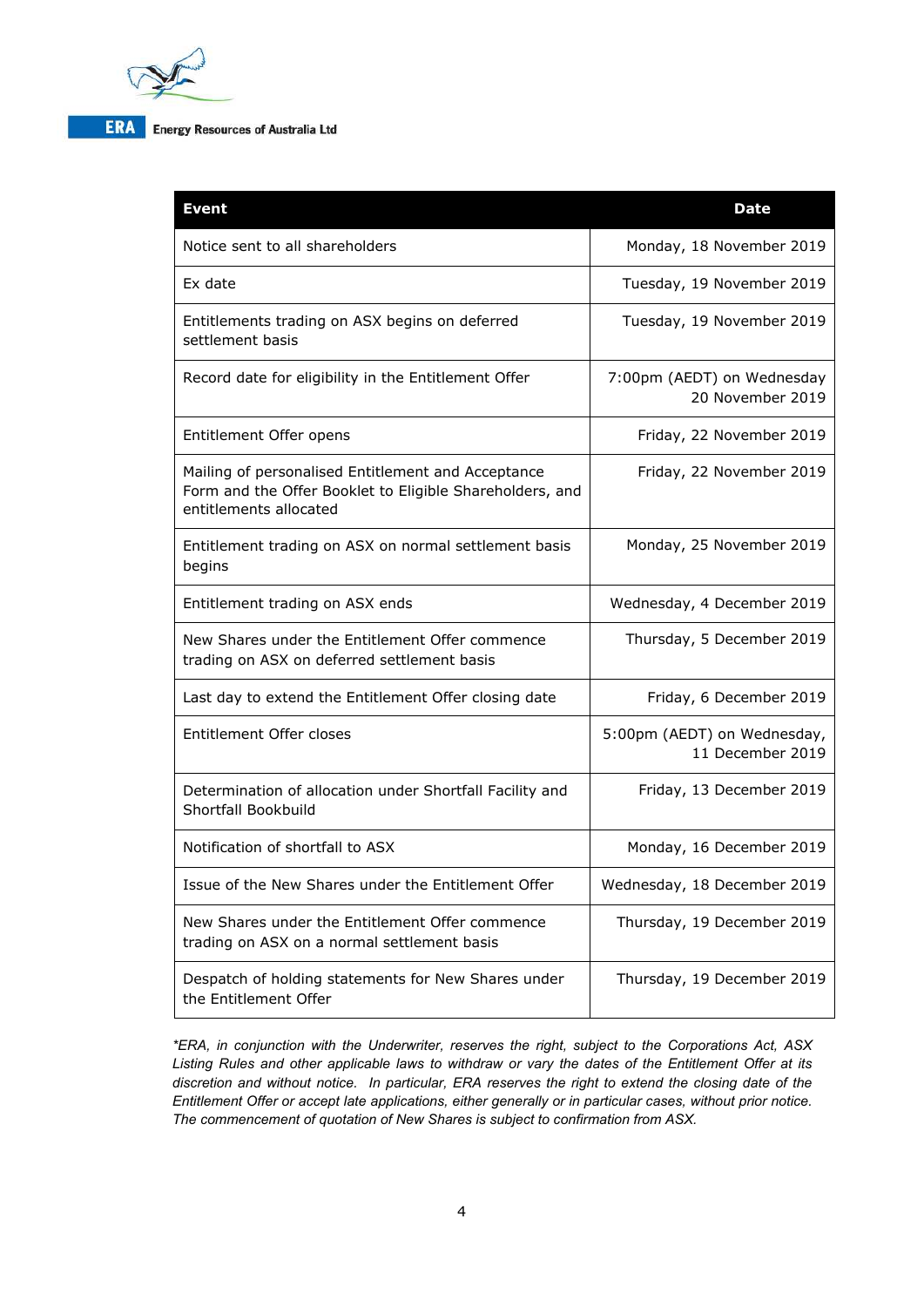| Event | Date |
| --- | --- |
| Notice sent to all shareholders | Monday, 18 November 2019 |
| Ex date | Tuesday, 19 November 2019 |
| Entitlements trading on ASX begins on deferred settlement basis | Tuesday, 19 November 2019 |
| Record date for eligibility in the Entitlement Offer | 7:00pm (AEDT) on Wednesday 20 November 2019 |
| Entitlement Offer opens | Friday, 22 November 2019 |
| Mailing of personalised Entitlement and Acceptance Form and the Offer Booklet to Eligible Shareholders, and entitlements allocated | Friday, 22 November 2019 |
| Entitlement trading on ASX on normal settlement basis begins | Monday, 25 November 2019 |
| Entitlement trading on ASX ends | Wednesday, 4 December 2019 |
| New Shares under the Entitlement Offer commence trading on ASX on deferred settlement basis | Thursday, 5 December 2019 |
| Last day to extend the Entitlement Offer closing date | Friday, 6 December 2019 |
| Entitlement Offer closes | 5:00pm (AEDT) on Wednesday, 11 December 2019 |
| Determination of allocation under Shortfall Facility and Shortfall Bookbuild | Friday, 13 December 2019 |
| Notification of shortfall to ASX | Monday, 16 December 2019 |
| Issue of the New Shares under the Entitlement Offer | Wednesday, 18 December 2019 |
| New Shares under the Entitlement Offer commence trading on ASX on a normal settlement basis | Thursday, 19 December 2019 |
| Despatch of holding statements for New Shares under the Entitlement Offer | Thursday, 19 December 2019 |

*\*ERA, in conjunction with the Underwriter, reserves the right, subject to the Corporations Act, ASX Listing Rules and other applicable laws to withdraw or vary the dates of the Entitlement Offer at its discretion and without notice. In particular, ERA reserves the right to extend the closing date of the Entitlement Offer or accept late applications, either generally or in particular cases, without prior notice. The commencement of quotation of New Shares is subject to confirmation from ASX.*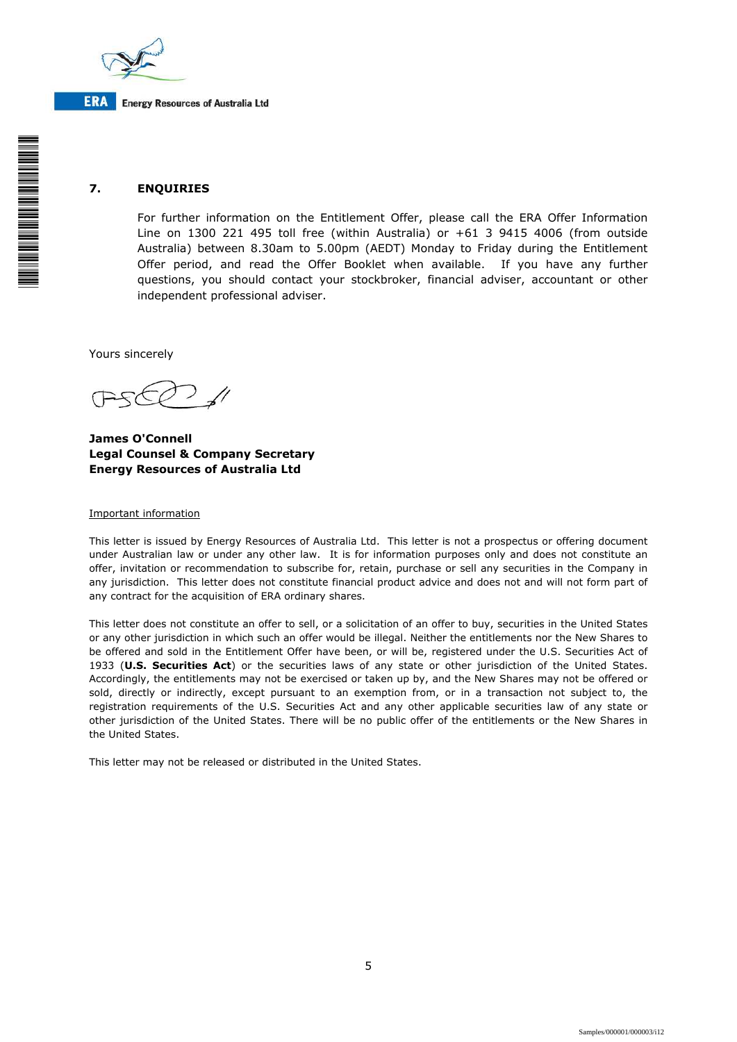## 7. ENQUIRIES

For further information on the Entitlement Offer, please call the ERA Offer Information Line on 1300 221 495 toll free (within Australia) or +61 3 9415 4006 (from outside Australia) between 8.30am to 5.00pm (AEDT) Monday to Friday during the Entitlement Offer period, and read the Offer Booklet when available. If you have any further questions, you should contact your stockbroker, financial adviser, accountant or other independent professional adviser.

Yours sincerely

**James O'Connell**
**Legal Counsel & Company Secretary**
**Energy Resources of Australia Ltd**

Important information

This letter is issued by Energy Resources of Australia Ltd. This letter is not a prospectus or offering document under Australian law or under any other law. It is for information purposes only and does not constitute an offer, invitation or recommendation to subscribe for, retain, purchase or sell any securities in the Company in any jurisdiction. This letter does not constitute financial product advice and does not and will not form part of any contract for the acquisition of ERA ordinary shares.

This letter does not constitute an offer to sell, or a solicitation of an offer to buy, securities in the United States or any other jurisdiction in which such an offer would be illegal. Neither the entitlements nor the New Shares to be offered and sold in the Entitlement Offer have been, or will be, registered under the U.S. Securities Act of 1933 (**U.S. Securities Act**) or the securities laws of any state or other jurisdiction of the United States. Accordingly, the entitlements may not be exercised or taken up by, and the New Shares may not be offered or sold, directly or indirectly, except pursuant to an exemption from, or in a transaction not subject to, the registration requirements of the U.S. Securities Act and any other applicable securities law of any state or other jurisdiction of the United States. There will be no public offer of the entitlements or the New Shares in the United States.

This letter may not be released or distributed in the United States.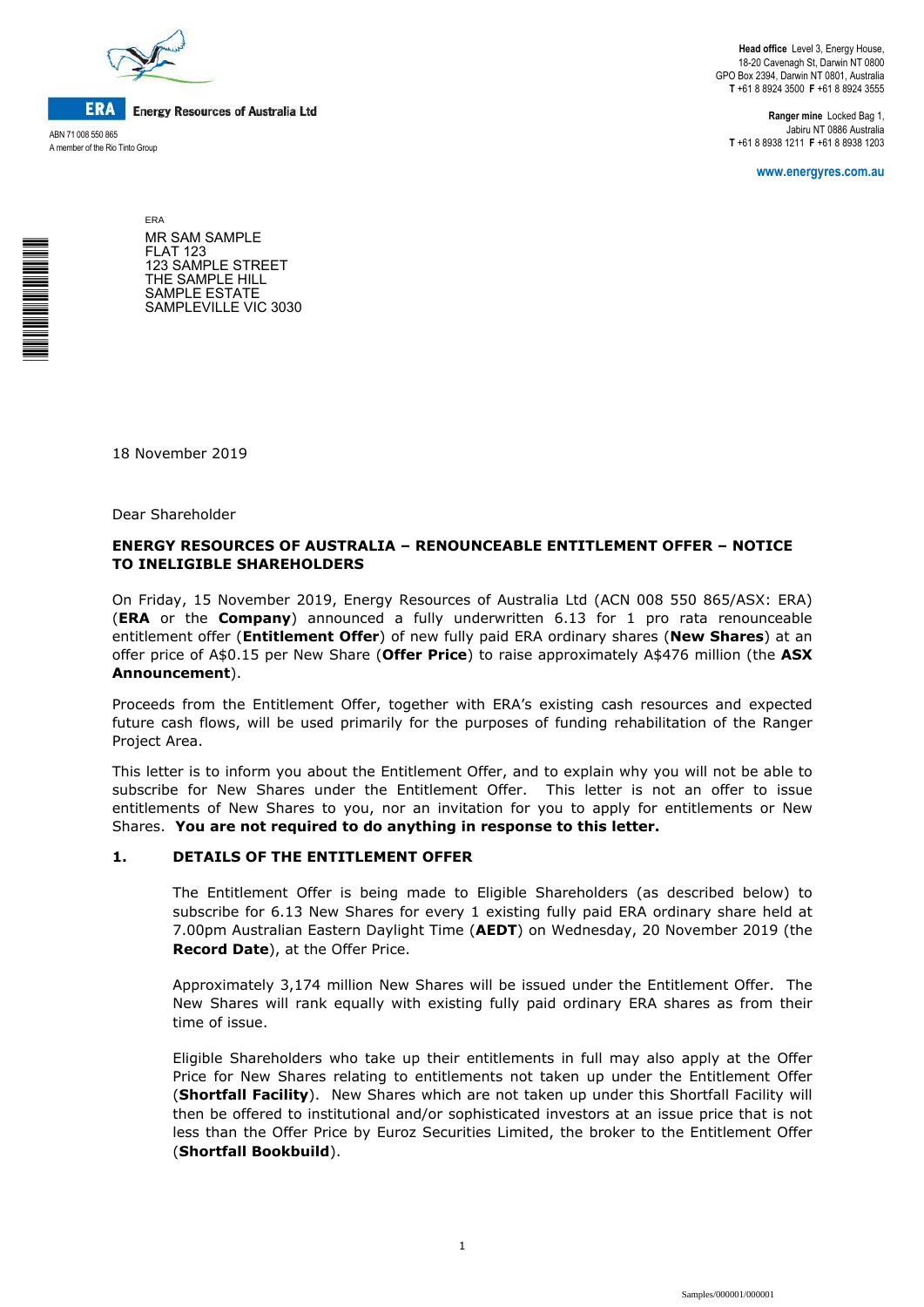**ERA** Energy Resources of Australia Ltd

ABN 71 008 550 865
A member of the Rio Tinto Group

**Head office** Level 3, Energy House,
18-20 Cavenagh St, Darwin NT 0800
GPO Box 2394, Darwin NT 0801, Australia
**T** +61 8 8924 3500 **F** +61 8 8924 3555

**Ranger mine** Locked Bag 1,
Jabiru NT 0886 Australia
**T** +61 8 8938 1211 **F** +61 8 8938 1203

**www.energyres.com.au**

ERA
MR SAM SAMPLE
FLAT 123
123 SAMPLE STREET
THE SAMPLE HILL
SAMPLE ESTATE
SAMPLEVILLE VIC 3030

18 November 2019

Dear Shareholder

**ENERGY RESOURCES OF AUSTRALIA – RENOUNCEABLE ENTITLEMENT OFFER – NOTICE TO INELIGIBLE SHAREHOLDERS**

On Friday, 15 November 2019, Energy Resources of Australia Ltd (ACN 008 550 865/ASX: ERA) (**ERA** or the **Company**) announced a fully underwritten 6.13 for 1 pro rata renounceable entitlement offer (**Entitlement Offer**) of new fully paid ERA ordinary shares (**New Shares**) at an offer price of A$0.15 per New Share (**Offer Price**) to raise approximately A$476 million (the **ASX Announcement**).

Proceeds from the Entitlement Offer, together with ERA's existing cash resources and expected future cash flows, will be used primarily for the purposes of funding rehabilitation of the Ranger Project Area.

This letter is to inform you about the Entitlement Offer, and to explain why you will not be able to subscribe for New Shares under the Entitlement Offer. This letter is not an offer to issue entitlements of New Shares to you, nor an invitation for you to apply for entitlements or New Shares. **You are not required to do anything in response to this letter.**

## 1. DETAILS OF THE ENTITLEMENT OFFER

The Entitlement Offer is being made to Eligible Shareholders (as described below) to subscribe for 6.13 New Shares for every 1 existing fully paid ERA ordinary share held at 7.00pm Australian Eastern Daylight Time (**AEDT**) on Wednesday, 20 November 2019 (the **Record Date**), at the Offer Price.

Approximately 3,174 million New Shares will be issued under the Entitlement Offer. The New Shares will rank equally with existing fully paid ordinary ERA shares as from their time of issue.

Eligible Shareholders who take up their entitlements in full may also apply at the Offer Price for New Shares relating to entitlements not taken up under the Entitlement Offer (**Shortfall Facility**). New Shares which are not taken up under this Shortfall Facility will then be offered to institutional and/or sophisticated investors at an issue price that is not less than the Offer Price by Euroz Securities Limited, the broker to the Entitlement Offer (**Shortfall Bookbuild**).

Samples/000001/000001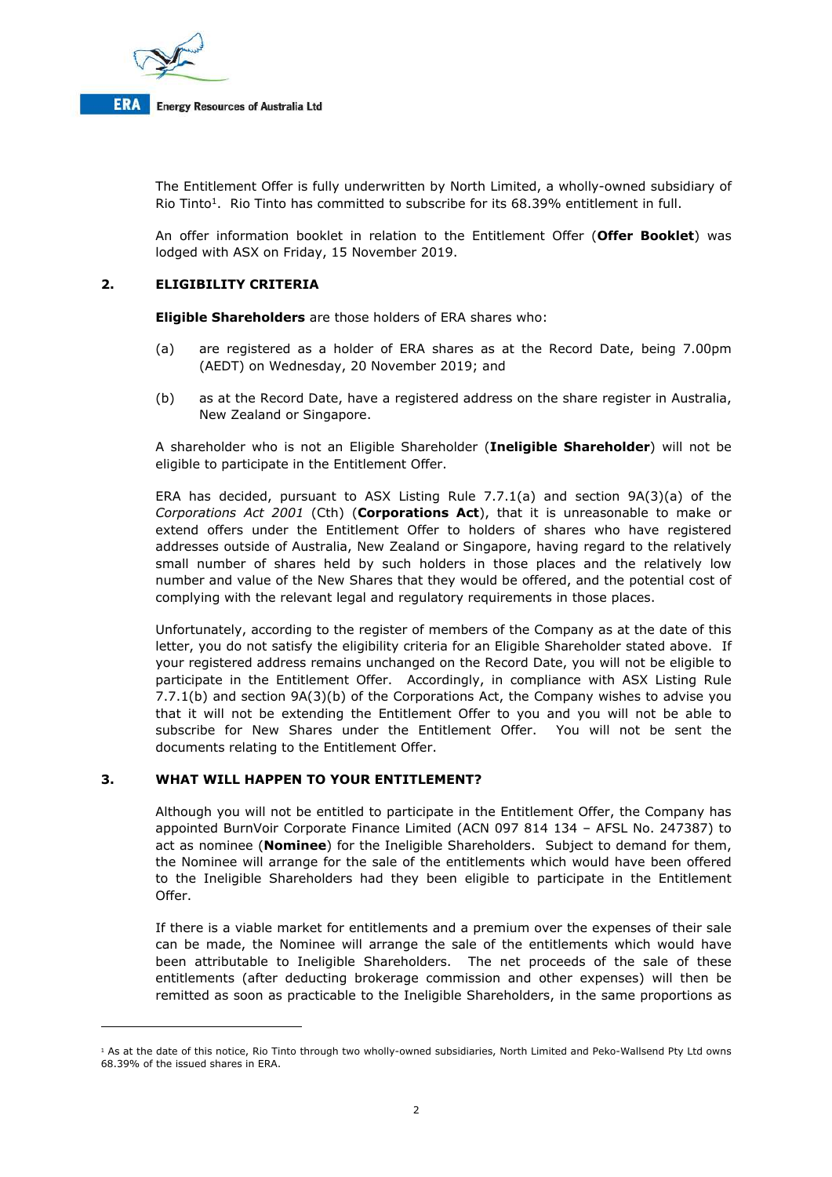The Entitlement Offer is fully underwritten by North Limited, a wholly-owned subsidiary of Rio Tinto[1]. Rio Tinto has committed to subscribe for its 68.39% entitlement in full.

An offer information booklet in relation to the Entitlement Offer (**Offer Booklet**) was lodged with ASX on Friday, 15 November 2019.

## 2. ELIGIBILITY CRITERIA

**Eligible Shareholders** are those holders of ERA shares who:

(a) are registered as a holder of ERA shares as at the Record Date, being 7.00pm (AEDT) on Wednesday, 20 November 2019; and

(b) as at the Record Date, have a registered address on the share register in Australia, New Zealand or Singapore.

A shareholder who is not an Eligible Shareholder (**Ineligible Shareholder**) will not be eligible to participate in the Entitlement Offer.

ERA has decided, pursuant to ASX Listing Rule 7.7.1(a) and section 9A(3)(a) of the *Corporations Act 2001* (Cth) (**Corporations Act**), that it is unreasonable to make or extend offers under the Entitlement Offer to holders of shares who have registered addresses outside of Australia, New Zealand or Singapore, having regard to the relatively small number of shares held by such holders in those places and the relatively low number and value of the New Shares that they would be offered, and the potential cost of complying with the relevant legal and regulatory requirements in those places.

Unfortunately, according to the register of members of the Company as at the date of this letter, you do not satisfy the eligibility criteria for an Eligible Shareholder stated above. If your registered address remains unchanged on the Record Date, you will not be eligible to participate in the Entitlement Offer. Accordingly, in compliance with ASX Listing Rule 7.7.1(b) and section 9A(3)(b) of the Corporations Act, the Company wishes to advise you that it will not be extending the Entitlement Offer to you and you will not be able to subscribe for New Shares under the Entitlement Offer. You will not be sent the documents relating to the Entitlement Offer.

## 3. WHAT WILL HAPPEN TO YOUR ENTITLEMENT?

Although you will not be entitled to participate in the Entitlement Offer, the Company has appointed BurnVoir Corporate Finance Limited (ACN 097 814 134 – AFSL No. 247387) to act as nominee (**Nominee**) for the Ineligible Shareholders. Subject to demand for them, the Nominee will arrange for the sale of the entitlements which would have been offered to the Ineligible Shareholders had they been eligible to participate in the Entitlement Offer.

If there is a viable market for entitlements and a premium over the expenses of their sale can be made, the Nominee will arrange the sale of the entitlements which would have been attributable to Ineligible Shareholders. The net proceeds of the sale of these entitlements (after deducting brokerage commission and other expenses) will then be remitted as soon as practicable to the Ineligible Shareholders, in the same proportions as

[1] As at the date of this notice, Rio Tinto through two wholly-owned subsidiaries, North Limited and Peko-Wallsend Pty Ltd owns 68.39% of the issued shares in ERA.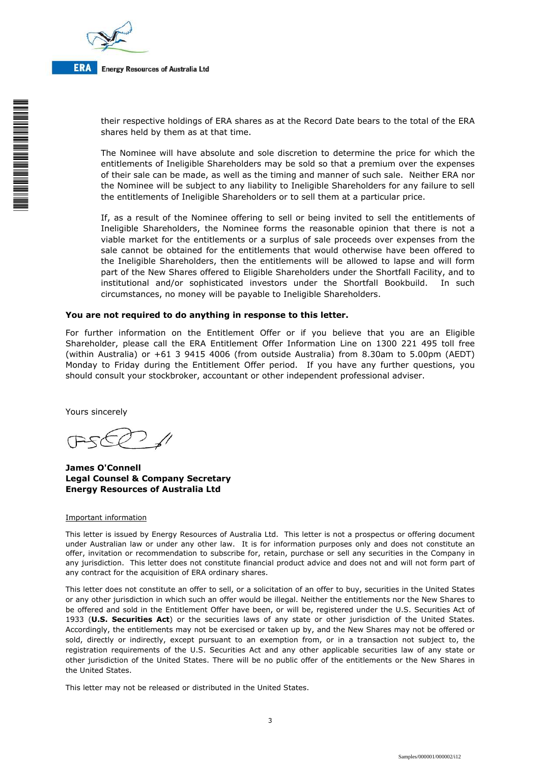their respective holdings of ERA shares as at the Record Date bears to the total of the ERA shares held by them as at that time.

The Nominee will have absolute and sole discretion to determine the price for which the entitlements of Ineligible Shareholders may be sold so that a premium over the expenses of their sale can be made, as well as the timing and manner of such sale. Neither ERA nor the Nominee will be subject to any liability to Ineligible Shareholders for any failure to sell the entitlements of Ineligible Shareholders or to sell them at a particular price.

If, as a result of the Nominee offering to sell or being invited to sell the entitlements of Ineligible Shareholders, the Nominee forms the reasonable opinion that there is not a viable market for the entitlements or a surplus of sale proceeds over expenses from the sale cannot be obtained for the entitlements that would otherwise have been offered to the Ineligible Shareholders, then the entitlements will be allowed to lapse and will form part of the New Shares offered to Eligible Shareholders under the Shortfall Facility, and to institutional and/or sophisticated investors under the Shortfall Bookbuild. In such circumstances, no money will be payable to Ineligible Shareholders.

**You are not required to do anything in response to this letter.**

For further information on the Entitlement Offer or if you believe that you are an Eligible Shareholder, please call the ERA Entitlement Offer Information Line on 1300 221 495 toll free (within Australia) or +61 3 9415 4006 (from outside Australia) from 8.30am to 5.00pm (AEDT) Monday to Friday during the Entitlement Offer period. If you have any further questions, you should consult your stockbroker, accountant or other independent professional adviser.

Yours sincerely

**James O'Connell**
**Legal Counsel & Company Secretary**
**Energy Resources of Australia Ltd**

Important information

This letter is issued by Energy Resources of Australia Ltd. This letter is not a prospectus or offering document under Australian law or under any other law. It is for information purposes only and does not constitute an offer, invitation or recommendation to subscribe for, retain, purchase or sell any securities in the Company in any jurisdiction. This letter does not constitute financial product advice and does not and will not form part of any contract for the acquisition of ERA ordinary shares.

This letter does not constitute an offer to sell, or a solicitation of an offer to buy, securities in the United States or any other jurisdiction in which such an offer would be illegal. Neither the entitlements nor the New Shares to be offered and sold in the Entitlement Offer have been, or will be, registered under the U.S. Securities Act of 1933 (**U.S. Securities Act**) or the securities laws of any state or other jurisdiction of the United States. Accordingly, the entitlements may not be exercised or taken up by, and the New Shares may not be offered or sold, directly or indirectly, except pursuant to an exemption from, or in a transaction not subject to, the registration requirements of the U.S. Securities Act and any other applicable securities law of any state or other jurisdiction of the United States. There will be no public offer of the entitlements or the New Shares in the United States.

This letter may not be released or distributed in the United States.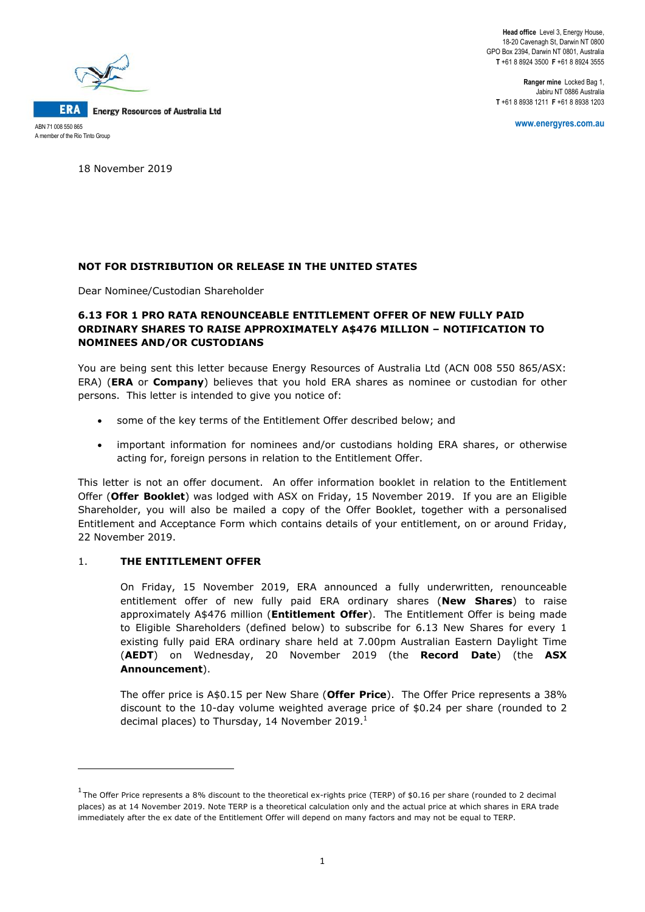ERA Energy Resources of Australia Ltd

ABN 71 008 550 865
A member of the Rio Tinto Group

**Head office** Level 3, Energy House, 18-20 Cavenagh St, Darwin NT 0800
GPO Box 2394, Darwin NT 0801, Australia
**T** +61 8 8924 3500 **F** +61 8 8924 3555

**Ranger mine** Locked Bag 1, Jabiru NT 0886 Australia
**T** +61 8 8938 1211 **F** +61 8 8938 1203

**www.energyres.com.au**

18 November 2019

**NOT FOR DISTRIBUTION OR RELEASE IN THE UNITED STATES**

Dear Nominee/Custodian Shareholder

**6.13 FOR 1 PRO RATA RENOUNCEABLE ENTITLEMENT OFFER OF NEW FULLY PAID ORDINARY SHARES TO RAISE APPROXIMATELY A$476 MILLION – NOTIFICATION TO NOMINEES AND/OR CUSTODIANS**

You are being sent this letter because Energy Resources of Australia Ltd (ACN 008 550 865/ASX: ERA) (**ERA** or **Company**) believes that you hold ERA shares as nominee or custodian for other persons. This letter is intended to give you notice of:

- some of the key terms of the Entitlement Offer described below; and
- important information for nominees and/or custodians holding ERA shares, or otherwise acting for, foreign persons in relation to the Entitlement Offer.

This letter is not an offer document. An offer information booklet in relation to the Entitlement Offer (**Offer Booklet**) was lodged with ASX on Friday, 15 November 2019. If you are an Eligible Shareholder, you will also be mailed a copy of the Offer Booklet, together with a personalised Entitlement and Acceptance Form which contains details of your entitlement, on or around Friday, 22 November 2019.

## 1. THE ENTITLEMENT OFFER

On Friday, 15 November 2019, ERA announced a fully underwritten, renounceable entitlement offer of new fully paid ERA ordinary shares (**New Shares**) to raise approximately A$476 million (**Entitlement Offer**). The Entitlement Offer is being made to Eligible Shareholders (defined below) to subscribe for 6.13 New Shares for every 1 existing fully paid ERA ordinary share held at 7.00pm Australian Eastern Daylight Time (**AEDT**) on Wednesday, 20 November 2019 (the **Record Date**) (the **ASX Announcement**).

The offer price is A$0.15 per New Share (**Offer Price**). The Offer Price represents a 38% discount to the 10-day volume weighted average price of $0.24 per share (rounded to 2 decimal places) to Thursday, 14 November 2019.[1]

[1] The Offer Price represents a 8% discount to the theoretical ex-rights price (TERP) of $0.16 per share (rounded to 2 decimal places) as at 14 November 2019. Note TERP is a theoretical calculation only and the actual price at which shares in ERA trade immediately after the ex date of the Entitlement Offer will depend on many factors and may not be equal to TERP.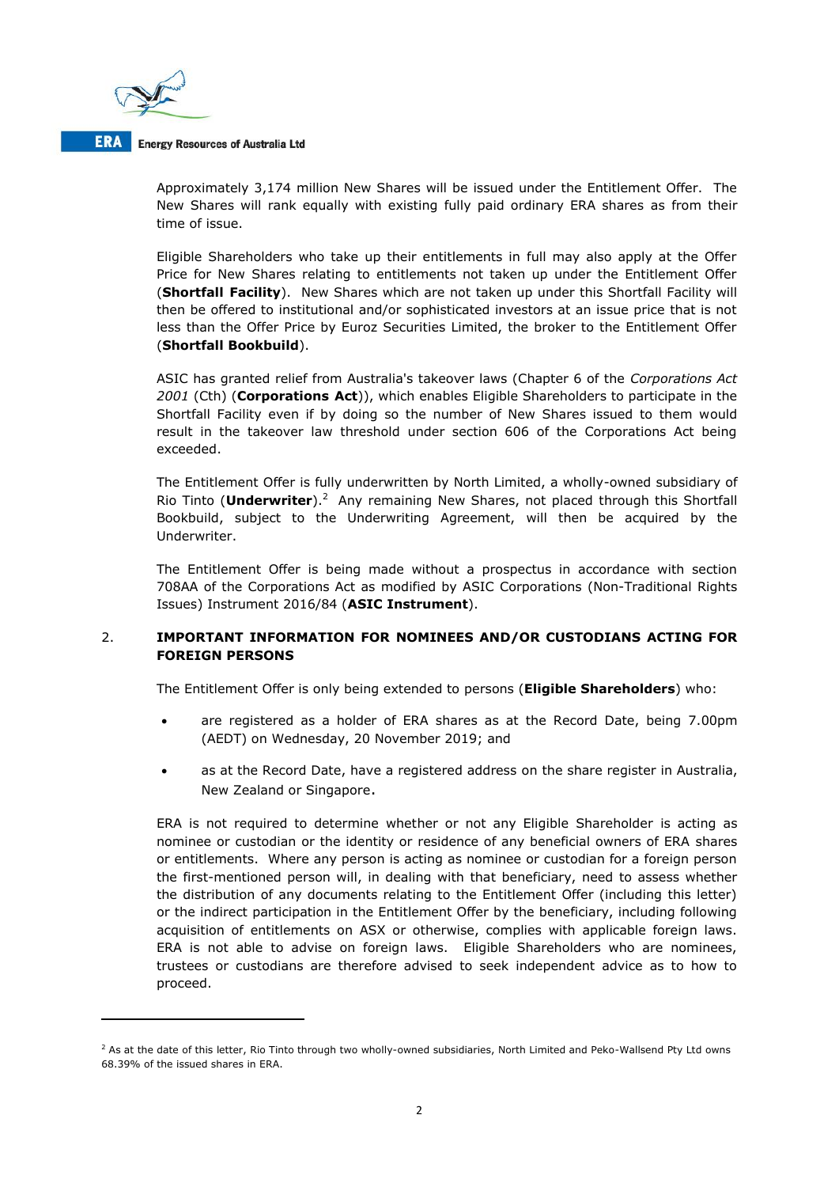Approximately 3,174 million New Shares will be issued under the Entitlement Offer. The New Shares will rank equally with existing fully paid ordinary ERA shares as from their time of issue.

Eligible Shareholders who take up their entitlements in full may also apply at the Offer Price for New Shares relating to entitlements not taken up under the Entitlement Offer (**Shortfall Facility**). New Shares which are not taken up under this Shortfall Facility will then be offered to institutional and/or sophisticated investors at an issue price that is not less than the Offer Price by Euroz Securities Limited, the broker to the Entitlement Offer (**Shortfall Bookbuild**).

ASIC has granted relief from Australia's takeover laws (Chapter 6 of the *Corporations Act 2001* (Cth) (**Corporations Act**)), which enables Eligible Shareholders to participate in the Shortfall Facility even if by doing so the number of New Shares issued to them would result in the takeover law threshold under section 606 of the Corporations Act being exceeded.

The Entitlement Offer is fully underwritten by North Limited, a wholly-owned subsidiary of Rio Tinto (**Underwriter**).[2] Any remaining New Shares, not placed through this Shortfall Bookbuild, subject to the Underwriting Agreement, will then be acquired by the Underwriter.

The Entitlement Offer is being made without a prospectus in accordance with section 708AA of the Corporations Act as modified by ASIC Corporations (Non-Traditional Rights Issues) Instrument 2016/84 (**ASIC Instrument**).

## 2. IMPORTANT INFORMATION FOR NOMINEES AND/OR CUSTODIANS ACTING FOR FOREIGN PERSONS

The Entitlement Offer is only being extended to persons (**Eligible Shareholders**) who:

- are registered as a holder of ERA shares as at the Record Date, being 7.00pm (AEDT) on Wednesday, 20 November 2019; and
- as at the Record Date, have a registered address on the share register in Australia, New Zealand or Singapore.

ERA is not required to determine whether or not any Eligible Shareholder is acting as nominee or custodian or the identity or residence of any beneficial owners of ERA shares or entitlements. Where any person is acting as nominee or custodian for a foreign person the first-mentioned person will, in dealing with that beneficiary, need to assess whether the distribution of any documents relating to the Entitlement Offer (including this letter) or the indirect participation in the Entitlement Offer by the beneficiary, including following acquisition of entitlements on ASX or otherwise, complies with applicable foreign laws. ERA is not able to advise on foreign laws. Eligible Shareholders who are nominees, trustees or custodians are therefore advised to seek independent advice as to how to proceed.

---

[2] As at the date of this letter, Rio Tinto through two wholly-owned subsidiaries, North Limited and Peko-Wallsend Pty Ltd owns 68.39% of the issued shares in ERA.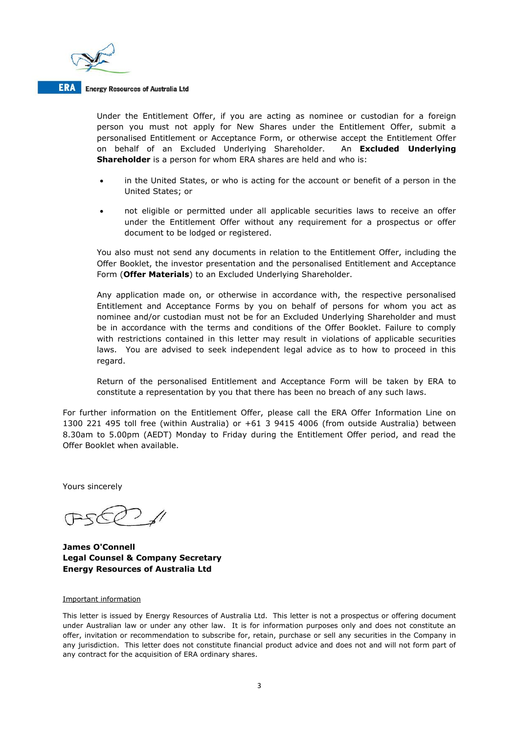Under the Entitlement Offer, if you are acting as nominee or custodian for a foreign person you must not apply for New Shares under the Entitlement Offer, submit a personalised Entitlement or Acceptance Form, or otherwise accept the Entitlement Offer on behalf of an Excluded Underlying Shareholder. An **Excluded Underlying Shareholder** is a person for whom ERA shares are held and who is:

- in the United States, or who is acting for the account or benefit of a person in the United States; or
- not eligible or permitted under all applicable securities laws to receive an offer under the Entitlement Offer without any requirement for a prospectus or offer document to be lodged or registered.

You also must not send any documents in relation to the Entitlement Offer, including the Offer Booklet, the investor presentation and the personalised Entitlement and Acceptance Form (**Offer Materials**) to an Excluded Underlying Shareholder.

Any application made on, or otherwise in accordance with, the respective personalised Entitlement and Acceptance Forms by you on behalf of persons for whom you act as nominee and/or custodian must not be for an Excluded Underlying Shareholder and must be in accordance with the terms and conditions of the Offer Booklet. Failure to comply with restrictions contained in this letter may result in violations of applicable securities laws. You are advised to seek independent legal advice as to how to proceed in this regard.

Return of the personalised Entitlement and Acceptance Form will be taken by ERA to constitute a representation by you that there has been no breach of any such laws.

For further information on the Entitlement Offer, please call the ERA Offer Information Line on 1300 221 495 toll free (within Australia) or +61 3 9415 4006 (from outside Australia) between 8.30am to 5.00pm (AEDT) Monday to Friday during the Entitlement Offer period, and read the Offer Booklet when available.

Yours sincerely

**James O'Connell**
**Legal Counsel & Company Secretary**
**Energy Resources of Australia Ltd**

Important information

This letter is issued by Energy Resources of Australia Ltd. This letter is not a prospectus or offering document under Australian law or under any other law. It is for information purposes only and does not constitute an offer, invitation or recommendation to subscribe for, retain, purchase or sell any securities in the Company in any jurisdiction. This letter does not constitute financial product advice and does not and will not form part of any contract for the acquisition of ERA ordinary shares.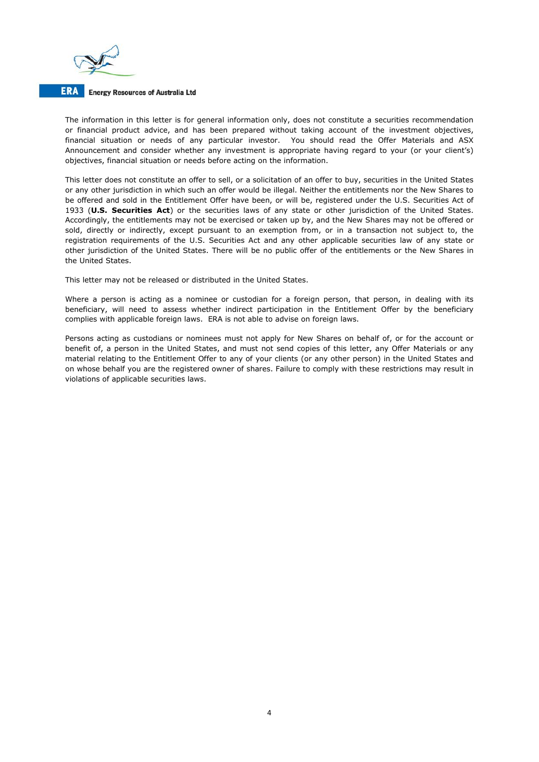ERA Energy Resources of Australia Ltd

The information in this letter is for general information only, does not constitute a securities recommendation or financial product advice, and has been prepared without taking account of the investment objectives, financial situation or needs of any particular investor. You should read the Offer Materials and ASX Announcement and consider whether any investment is appropriate having regard to your (or your client's) objectives, financial situation or needs before acting on the information.

This letter does not constitute an offer to sell, or a solicitation of an offer to buy, securities in the United States or any other jurisdiction in which such an offer would be illegal. Neither the entitlements nor the New Shares to be offered and sold in the Entitlement Offer have been, or will be, registered under the U.S. Securities Act of 1933 (**U.S. Securities Act**) or the securities laws of any state or other jurisdiction of the United States. Accordingly, the entitlements may not be exercised or taken up by, and the New Shares may not be offered or sold, directly or indirectly, except pursuant to an exemption from, or in a transaction not subject to, the registration requirements of the U.S. Securities Act and any other applicable securities law of any state or other jurisdiction of the United States. There will be no public offer of the entitlements or the New Shares in the United States.

This letter may not be released or distributed in the United States.

Where a person is acting as a nominee or custodian for a foreign person, that person, in dealing with its beneficiary, will need to assess whether indirect participation in the Entitlement Offer by the beneficiary complies with applicable foreign laws. ERA is not able to advise on foreign laws.

Persons acting as custodians or nominees must not apply for New Shares on behalf of, or for the account or benefit of, a person in the United States, and must not send copies of this letter, any Offer Materials or any material relating to the Entitlement Offer to any of your clients (or any other person) in the United States and on whose behalf you are the registered owner of shares. Failure to comply with these restrictions may result in violations of applicable securities laws.